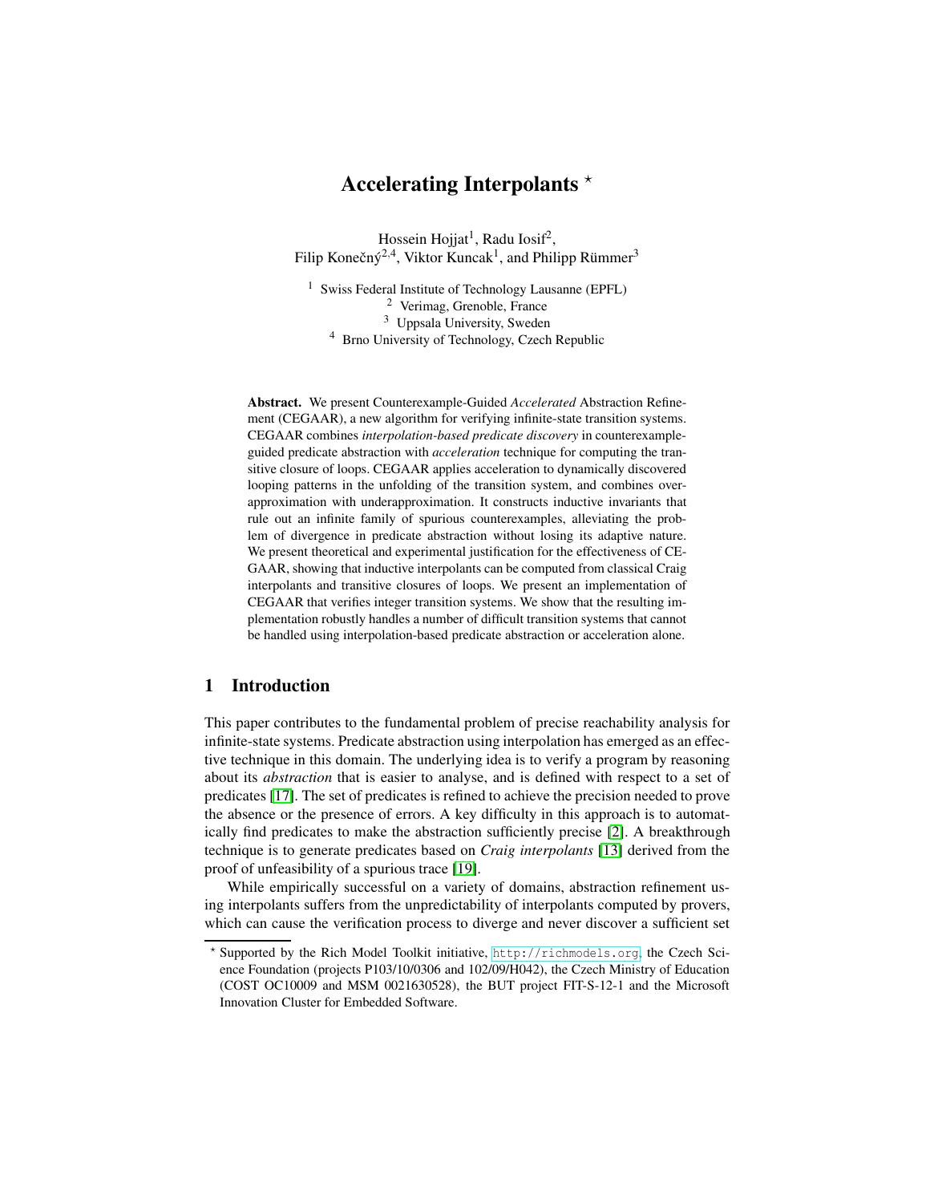# Accelerating Interpolants ⋆

Hossein Hojjat[1], Radu Iosif[2], Filip Konečný[2,4], Viktor Kuncak[1], and Philipp Rümmer[3]

[1] Swiss Federal Institute of Technology Lausanne (EPFL)
[2] Verimag, Grenoble, France
[3] Uppsala University, Sweden
[4] Brno University of Technology, Czech Republic

**Abstract.** We present Counterexample-Guided *Accelerated* Abstraction Refinement (CEGAAR), a new algorithm for verifying infinite-state transition systems. CEGAAR combines *interpolation-based predicate discovery* in counterexample-guided predicate abstraction with *acceleration* technique for computing the transitive closure of loops. CEGAAR applies acceleration to dynamically discovered looping patterns in the unfolding of the transition system, and combines over-approximation with underapproximation. It constructs inductive invariants that rule out an infinite family of spurious counterexamples, alleviating the problem of divergence in predicate abstraction without losing its adaptive nature. We present theoretical and experimental justification for the effectiveness of CEGAAR, showing that inductive interpolants can be computed from classical Craig interpolants and transitive closures of loops. We present an implementation of CEGAAR that verifies integer transition systems. We show that the resulting implementation robustly handles a number of difficult transition systems that cannot be handled using interpolation-based predicate abstraction or acceleration alone.

## 1 Introduction

This paper contributes to the fundamental problem of precise reachability analysis for infinite-state systems. Predicate abstraction using interpolation has emerged as an effective technique in this domain. The underlying idea is to verify a program by reasoning about its *abstraction* that is easier to analyse, and is defined with respect to a set of predicates [17]. The set of predicates is refined to achieve the precision needed to prove the absence or the presence of errors. A key difficulty in this approach is to automatically find predicates to make the abstraction sufficiently precise [2]. A breakthrough technique is to generate predicates based on *Craig interpolants* [13] derived from the proof of unfeasibility of a spurious trace [19].

While empirically successful on a variety of domains, abstraction refinement using interpolants suffers from the unpredictability of interpolants computed by provers, which can cause the verification process to diverge and never discover a sufficient set

⋆ Supported by the Rich Model Toolkit initiative, http://richmodels.org, the Czech Science Foundation (projects P103/10/0306 and 102/09/H042), the Czech Ministry of Education (COST OC10009 and MSM 0021630528), the BUT project FIT-S-12-1 and the Microsoft Innovation Cluster for Embedded Software.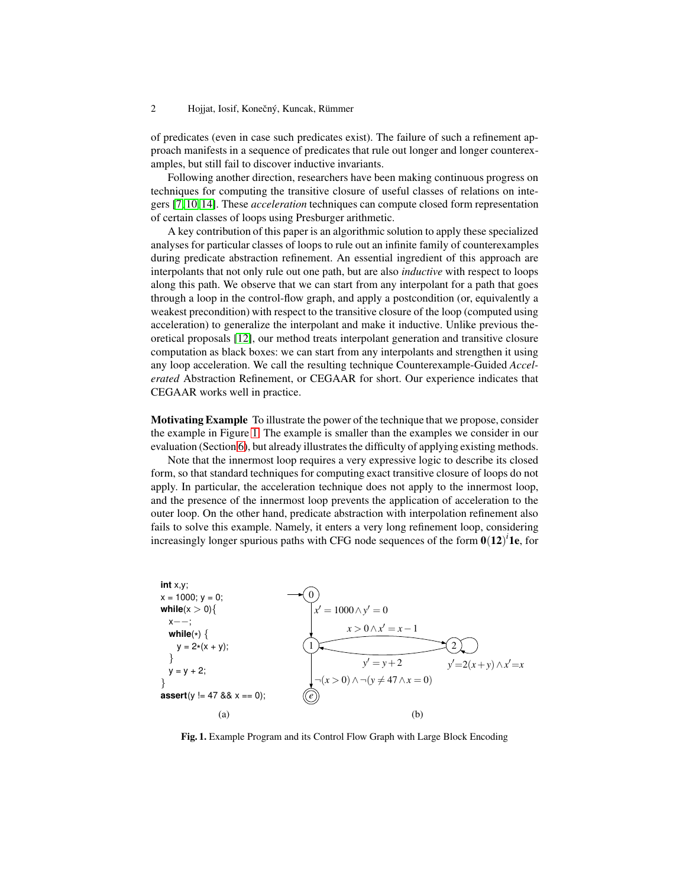of predicates (even in case such predicates exist). The failure of such a refinement approach manifests in a sequence of predicates that rule out longer and longer counterexamples, but still fail to discover inductive invariants.

Following another direction, researchers have been making continuous progress on techniques for computing the transitive closure of useful classes of relations on integers [7,10,14]. These *acceleration* techniques can compute closed form representation of certain classes of loops using Presburger arithmetic.

A key contribution of this paper is an algorithmic solution to apply these specialized analyses for particular classes of loops to rule out an infinite family of counterexamples during predicate abstraction refinement. An essential ingredient of this approach are interpolants that not only rule out one path, but are also *inductive* with respect to loops along this path. We observe that we can start from any interpolant for a path that goes through a loop in the control-flow graph, and apply a postcondition (or, equivalently a weakest precondition) with respect to the transitive closure of the loop (computed using acceleration) to generalize the interpolant and make it inductive. Unlike previous theoretical proposals [12], our method treats interpolant generation and transitive closure computation as black boxes: we can start from any interpolants and strengthen it using any loop acceleration. We call the resulting technique Counterexample-Guided *Accelerated* Abstraction Refinement, or CEGAAR for short. Our experience indicates that CEGAAR works well in practice.

**Motivating Example** To illustrate the power of the technique that we propose, consider the example in Figure 1. The example is smaller than the examples we consider in our evaluation (Section 6), but already illustrates the difficulty of applying existing methods.

Note that the innermost loop requires a very expressive logic to describe its closed form, so that standard techniques for computing exact transitive closure of loops do not apply. In particular, the acceleration technique does not apply to the innermost loop, and the presence of the innermost loop prevents the application of acceleration to the outer loop. On the other hand, predicate abstraction with interpolation refinement also fails to solve this example. Namely, it enters a very long refinement loop, considering increasingly longer spurious paths with CFG node sequences of the form $\mathbf{0}(\mathbf{12})^i\mathbf{1e}$, for

```
int x,y;
x = 1000; y = 0;
while(x > 0){
  x−−;
  while(*) {
    y = 2*(x + y);
  }
  y = y + 2;
}
assert(y != 47 && x == 0);
```

(a)

CFG (b): node 0 → node 1: $x' = 1000 \wedge y' = 0$; node 1 → node 2: $x > 0 \wedge x' = x - 1$; node 2 → node 2: $y' = 2(x+y) \wedge x' = x$; node 2 → node 1: $y' = y + 2$; node 1 → node e: $\neg(x > 0) \wedge \neg(y \neq 47 \wedge x = 0)$

(b)

**Fig. 1.** Example Program and its Control Flow Graph with Large Block Encoding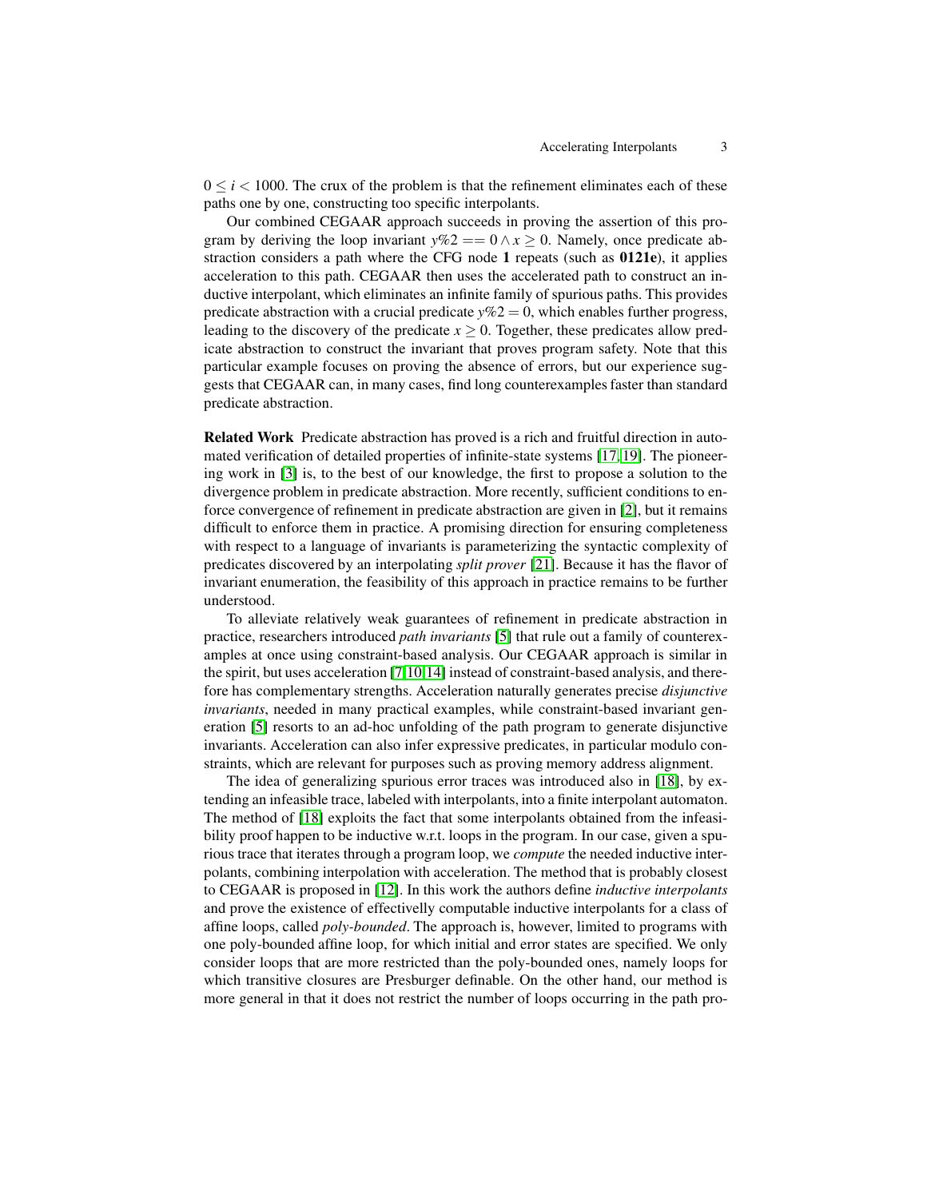$0 \leq i < 1000$. The crux of the problem is that the refinement eliminates each of these paths one by one, constructing too specific interpolants.

Our combined CEGAAR approach succeeds in proving the assertion of this program by deriving the loop invariant $y\%2 == 0 \wedge x \geq 0$. Namely, once predicate abstraction considers a path where the CFG node **1** repeats (such as **0121e**), it applies acceleration to this path. CEGAAR then uses the accelerated path to construct an inductive interpolant, which eliminates an infinite family of spurious paths. This provides predicate abstraction with a crucial predicate $y\%2 = 0$, which enables further progress, leading to the discovery of the predicate $x \geq 0$. Together, these predicates allow predicate abstraction to construct the invariant that proves program safety. Note that this particular example focuses on proving the absence of errors, but our experience suggests that CEGAAR can, in many cases, find long counterexamples faster than standard predicate abstraction.

**Related Work** Predicate abstraction has proved is a rich and fruitful direction in automated verification of detailed properties of infinite-state systems [17,19]. The pioneering work in [3] is, to the best of our knowledge, the first to propose a solution to the divergence problem in predicate abstraction. More recently, sufficient conditions to enforce convergence of refinement in predicate abstraction are given in [2], but it remains difficult to enforce them in practice. A promising direction for ensuring completeness with respect to a language of invariants is parameterizing the syntactic complexity of predicates discovered by an interpolating *split prover* [21]. Because it has the flavor of invariant enumeration, the feasibility of this approach in practice remains to be further understood.

To alleviate relatively weak guarantees of refinement in predicate abstraction in practice, researchers introduced *path invariants* [5] that rule out a family of counterexamples at once using constraint-based analysis. Our CEGAAR approach is similar in the spirit, but uses acceleration [7,10,14] instead of constraint-based analysis, and therefore has complementary strengths. Acceleration naturally generates precise *disjunctive invariants*, needed in many practical examples, while constraint-based invariant generation [5] resorts to an ad-hoc unfolding of the path program to generate disjunctive invariants. Acceleration can also infer expressive predicates, in particular modulo constraints, which are relevant for purposes such as proving memory address alignment.

The idea of generalizing spurious error traces was introduced also in [18], by extending an infeasible trace, labeled with interpolants, into a finite interpolant automaton. The method of [18] exploits the fact that some interpolants obtained from the infeasibility proof happen to be inductive w.r.t. loops in the program. In our case, given a spurious trace that iterates through a program loop, we *compute* the needed inductive interpolants, combining interpolation with acceleration. The method that is probably closest to CEGAAR is proposed in [12]. In this work the authors define *inductive interpolants* and prove the existence of effectivelly computable inductive interpolants for a class of affine loops, called *poly-bounded*. The approach is, however, limited to programs with one poly-bounded affine loop, for which initial and error states are specified. We only consider loops that are more restricted than the poly-bounded ones, namely loops for which transitive closures are Presburger definable. On the other hand, our method is more general in that it does not restrict the number of loops occurring in the path pro-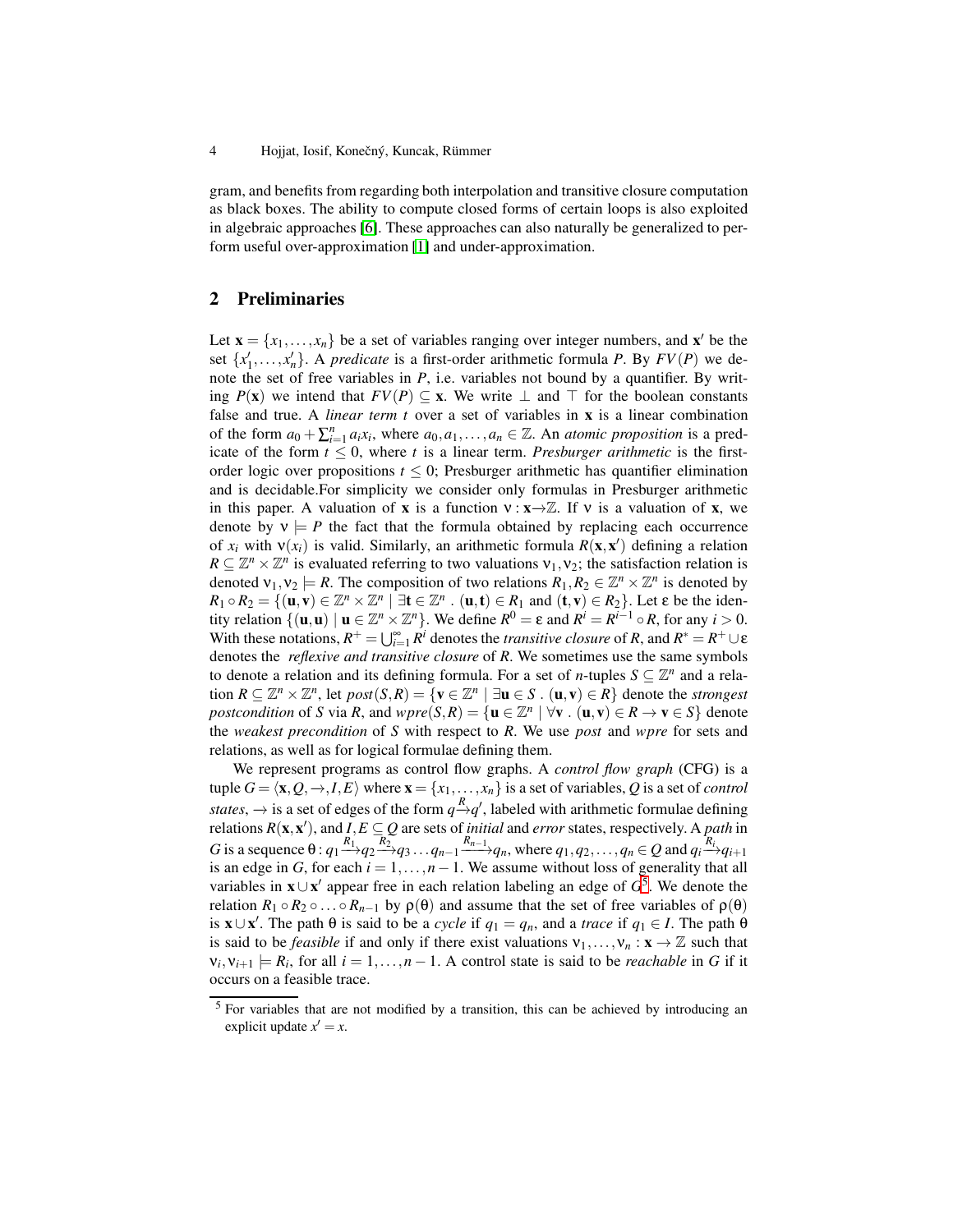gram, and benefits from regarding both interpolation and transitive closure computation as black boxes. The ability to compute closed forms of certain loops is also exploited in algebraic approaches [6]. These approaches can also naturally be generalized to perform useful over-approximation [1] and under-approximation.

## 2 Preliminaries

Let $\mathbf{x} = \{x_1, \ldots, x_n\}$ be a set of variables ranging over integer numbers, and $\mathbf{x}'$ be the set $\{x'_1, \ldots, x'_n\}$. A *predicate* is a first-order arithmetic formula $P$. By $FV(P)$ we denote the set of free variables in $P$, i.e. variables not bound by a quantifier. By writing $P(\mathbf{x})$ we intend that $FV(P) \subseteq \mathbf{x}$. We write $\bot$ and $\top$ for the boolean constants false and true. A *linear term* $t$ over a set of variables in $\mathbf{x}$ is a linear combination of the form $a_0 + \sum_{i=1}^{n} a_i x_i$, where $a_0, a_1, \ldots, a_n \in \mathbb{Z}$. An *atomic proposition* is a predicate of the form $t \leq 0$, where $t$ is a linear term. *Presburger arithmetic* is the first-order logic over propositions $t \leq 0$; Presburger arithmetic has quantifier elimination and is decidable.For simplicity we consider only formulas in Presburger arithmetic in this paper. A valuation of $\mathbf{x}$ is a function $\nu : \mathbf{x} \rightarrow \mathbb{Z}$. If $\nu$ is a valuation of $\mathbf{x}$, we denote by $\nu \models P$ the fact that the formula obtained by replacing each occurrence of $x_i$ with $\nu(x_i)$ is valid. Similarly, an arithmetic formula $R(\mathbf{x}, \mathbf{x}')$ defining a relation $R \subseteq \mathbb{Z}^n \times \mathbb{Z}^n$ is evaluated referring to two valuations $\nu_1, \nu_2$; the satisfaction relation is denoted $\nu_1, \nu_2 \models R$. The composition of two relations $R_1, R_2 \in \mathbb{Z}^n \times \mathbb{Z}^n$ is denoted by $R_1 \circ R_2 = \{(\mathbf{u}, \mathbf{v}) \in \mathbb{Z}^n \times \mathbb{Z}^n \mid \exists \mathbf{t} \in \mathbb{Z}^n \,.\, (\mathbf{u}, \mathbf{t}) \in R_1 \text{ and } (\mathbf{t}, \mathbf{v}) \in R_2\}$. Let $\varepsilon$ be the identity relation $\{(\mathbf{u}, \mathbf{u}) \mid \mathbf{u} \in \mathbb{Z}^n \times \mathbb{Z}^n\}$. We define $R^0 = \varepsilon$ and $R^i = R^{i-1} \circ R$, for any $i > 0$. With these notations, $R^+ = \bigcup_{i=1}^{\infty} R^i$ denotes the *transitive closure* of $R$, and $R^* = R^+ \cup \varepsilon$ denotes the *reflexive and transitive closure* of $R$. We sometimes use the same symbols to denote a relation and its defining formula. For a set of $n$-tuples $S \subseteq \mathbb{Z}^n$ and a relation $R \subseteq \mathbb{Z}^n \times \mathbb{Z}^n$, let $post(S, R) = \{\mathbf{v} \in \mathbb{Z}^n \mid \exists \mathbf{u} \in S \,.\, (\mathbf{u}, \mathbf{v}) \in R\}$ denote the *strongest postcondition* of $S$ via $R$, and $wpre(S, R) = \{\mathbf{u} \in \mathbb{Z}^n \mid \forall \mathbf{v} \,.\, (\mathbf{u}, \mathbf{v}) \in R \rightarrow \mathbf{v} \in S\}$ denote the *weakest precondition* of $S$ with respect to $R$. We use *post* and *wpre* for sets and relations, as well as for logical formulae defining them.

We represent programs as control flow graphs. A *control flow graph* (CFG) is a tuple $G = \langle \mathbf{x}, Q, \rightarrow, I, E \rangle$ where $\mathbf{x} = \{x_1, \ldots, x_n\}$ is a set of variables, $Q$ is a set of *control states*, $\rightarrow$ is a set of edges of the form $q \xrightarrow{R} q'$, labeled with arithmetic formulae defining relations $R(\mathbf{x}, \mathbf{x}')$, and $I, E \subseteq Q$ are sets of *initial* and *error* states, respectively. A *path* in $G$ is a sequence $\theta : q_1 \xrightarrow{R_1} q_2 \xrightarrow{R_2} q_3 \ldots q_{n-1} \xrightarrow{R_{n-1}} q_n$, where $q_1, q_2, \ldots, q_n \in Q$ and $q_i \xrightarrow{R_i} q_{i+1}$ is an edge in $G$, for each $i = 1, \ldots, n-1$. We assume without loss of generality that all variables in $\mathbf{x} \cup \mathbf{x}'$ appear free in each relation labeling an edge of $G$[5]. We denote the relation $R_1 \circ R_2 \circ \ldots \circ R_{n-1}$ by $\rho(\theta)$ and assume that the set of free variables of $\rho(\theta)$ is $\mathbf{x} \cup \mathbf{x}'$. The path $\theta$ is said to be a *cycle* if $q_1 = q_n$, and a *trace* if $q_1 \in I$. The path $\theta$ is said to be *feasible* if and only if there exist valuations $\nu_1, \ldots, \nu_n : \mathbf{x} \rightarrow \mathbb{Z}$ such that $\nu_i, \nu_{i+1} \models R_i$, for all $i = 1, \ldots, n-1$. A control state is said to be *reachable* in $G$ if it occurs on a feasible trace.

[5] For variables that are not modified by a transition, this can be achieved by introducing an explicit update $x' = x$.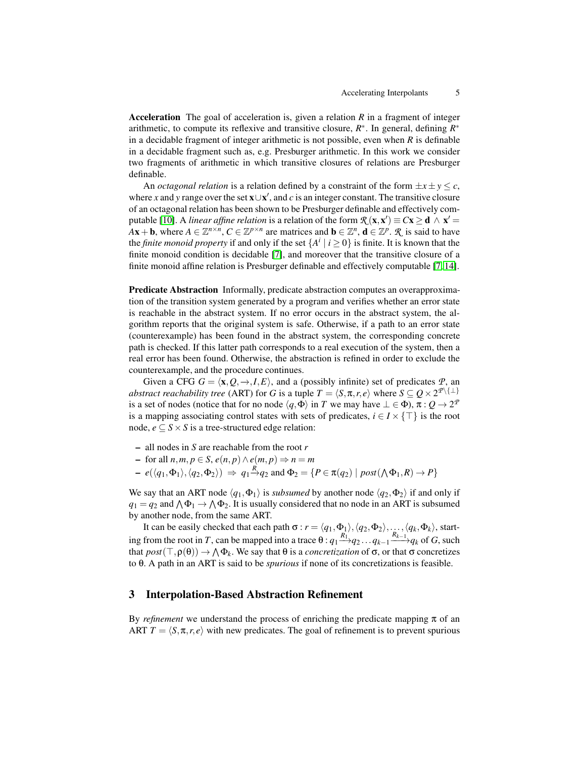**Acceleration** The goal of acceleration is, given a relation $R$ in a fragment of integer arithmetic, to compute its reflexive and transitive closure, $R^*$. In general, defining $R^*$ in a decidable fragment of integer arithmetic is not possible, even when $R$ is definable in a decidable fragment such as, e.g. Presburger arithmetic. In this work we consider two fragments of arithmetic in which transitive closures of relations are Presburger definable.

An *octagonal relation* is a relation defined by a constraint of the form $\pm x \pm y \leq c$, where $x$ and $y$ range over the set $\mathbf{x} \cup \mathbf{x}'$, and $c$ is an integer constant. The transitive closure of an octagonal relation has been shown to be Presburger definable and effectively computable [10]. A *linear affine relation* is a relation of the form $\mathcal{R}(\mathbf{x}, \mathbf{x}') \equiv C\mathbf{x} \geq \mathbf{d} \wedge \mathbf{x}' = A\mathbf{x} + \mathbf{b}$, where $A \in \mathbb{Z}^{n \times n}$, $C \in \mathbb{Z}^{p \times n}$ are matrices and $\mathbf{b} \in \mathbb{Z}^n$, $\mathbf{d} \in \mathbb{Z}^p$. $\mathcal{R}$ is said to have the *finite monoid property* if and only if the set $\{A^i \mid i \geq 0\}$ is finite. It is known that the finite monoid condition is decidable [7], and moreover that the transitive closure of a finite monoid affine relation is Presburger definable and effectively computable [7, 14].

**Predicate Abstraction** Informally, predicate abstraction computes an overapproximation of the transition system generated by a program and verifies whether an error state is reachable in the abstract system. If no error occurs in the abstract system, the algorithm reports that the original system is safe. Otherwise, if a path to an error state (counterexample) has been found in the abstract system, the corresponding concrete path is checked. If this latter path corresponds to a real execution of the system, then a real error has been found. Otherwise, the abstraction is refined in order to exclude the counterexample, and the procedure continues.

Given a CFG $G = \langle \mathbf{x}, Q, \rightarrow, I, E \rangle$, and a (possibly infinite) set of predicates $\mathcal{P}$, an *abstract reachability tree* (ART) for $G$ is a tuple $T = \langle S, \pi, r, e \rangle$ where $S \subseteq Q \times 2^{\mathcal{P} \setminus \{\perp\}}$ is a set of nodes (notice that for no node $\langle q, \Phi \rangle$ in $T$ we may have $\perp \in \Phi$), $\pi : Q \rightarrow 2^{\mathcal{P}}$ is a mapping associating control states with sets of predicates, $i \in I \times \{\top\}$ is the root node, $e \subseteq S \times S$ is a tree-structured edge relation:

- all nodes in $S$ are reachable from the root $r$
- for all $n, m, p \in S$, $e(n, p) \wedge e(m, p) \Rightarrow n = m$
- $e(\langle q_1, \Phi_1 \rangle, \langle q_2, \Phi_2 \rangle) \Rightarrow q_1 \xrightarrow{R} q_2$ and $\Phi_2 = \{P \in \pi(q_2) \mid post(\bigwedge \Phi_1, R) \rightarrow P\}$

We say that an ART node $\langle q_1, \Phi_1 \rangle$ is *subsumed* by another node $\langle q_2, \Phi_2 \rangle$ if and only if $q_1 = q_2$ and $\bigwedge \Phi_1 \rightarrow \bigwedge \Phi_2$. It is usually considered that no node in an ART is subsumed by another node, from the same ART.

It can be easily checked that each path $\sigma : r = \langle q_1, \Phi_1 \rangle, \langle q_2, \Phi_2 \rangle, \ldots, \langle q_k, \Phi_k \rangle$, starting from the root in $T$, can be mapped into a trace $\theta : q_1 \xrightarrow{R_1} q_2 \ldots q_{k-1} \xrightarrow{R_{k-1}} q_k$ of $G$, such that $post(\top, \rho(\theta)) \rightarrow \bigwedge \Phi_k$. We say that $\theta$ is a *concretization* of $\sigma$, or that $\sigma$ concretizes to $\theta$. A path in an ART is said to be *spurious* if none of its concretizations is feasible.

## 3 Interpolation-Based Abstraction Refinement

By *refinement* we understand the process of enriching the predicate mapping $\pi$ of an ART $T = \langle S, \pi, r, e \rangle$ with new predicates. The goal of refinement is to prevent spurious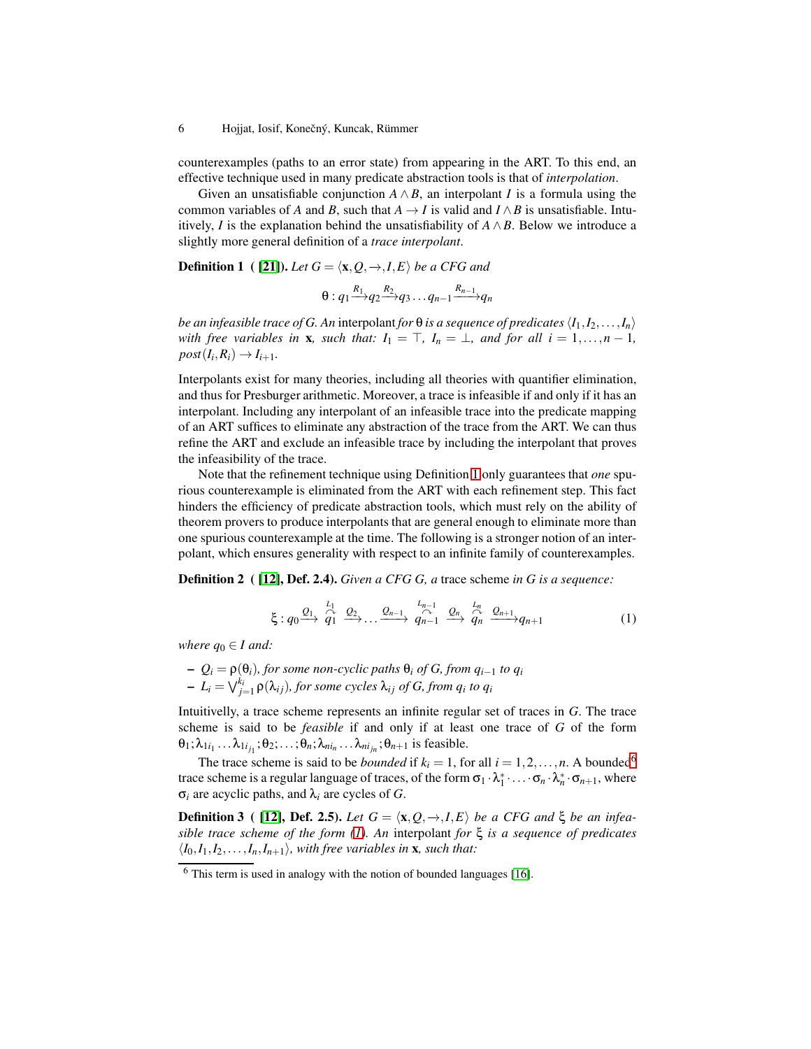counterexamples (paths to an error state) from appearing in the ART. To this end, an effective technique used in many predicate abstraction tools is that of *interpolation*.

Given an unsatisfiable conjunction $A \wedge B$, an interpolant $I$ is a formula using the common variables of $A$ and $B$, such that $A \rightarrow I$ is valid and $I \wedge B$ is unsatisfiable. Intuitively, $I$ is the explanation behind the unsatisfiability of $A \wedge B$. Below we introduce a slightly more general definition of a *trace interpolant*.

**Definition 1 ( [21]).** *Let $G = \langle \mathbf{x}, Q, \rightarrow, I, E \rangle$ be a CFG and*

$$\theta : q_1 \xrightarrow{R_1} q_2 \xrightarrow{R_2} q_3 \ldots q_{n-1} \xrightarrow{R_{n-1}} q_n$$

*be an infeasible trace of G. An* interpolant *for $\theta$ is a sequence of predicates $\langle I_1, I_2, \ldots, I_n \rangle$ with free variables in $\mathbf{x}$, such that: $I_1 = \top$, $I_n = \bot$, and for all $i = 1, \ldots, n-1$, $post(I_i, R_i) \rightarrow I_{i+1}$.*

Interpolants exist for many theories, including all theories with quantifier elimination, and thus for Presburger arithmetic. Moreover, a trace is infeasible if and only if it has an interpolant. Including any interpolant of an infeasible trace into the predicate mapping of an ART suffices to eliminate any abstraction of the trace from the ART. We can thus refine the ART and exclude an infeasible trace by including the interpolant that proves the infeasibility of the trace.

Note that the refinement technique using Definition 1 only guarantees that *one* spurious counterexample is eliminated from the ART with each refinement step. This fact hinders the efficiency of predicate abstraction tools, which must rely on the ability of theorem provers to produce interpolants that are general enough to eliminate more than one spurious counterexample at the time. The following is a stronger notion of an interpolant, which ensures generality with respect to an infinite family of counterexamples.

**Definition 2 ( [12], Def. 2.4).** *Given a CFG G, a* trace scheme *in G is a sequence:*

$$\xi : q_0 \xrightarrow{Q_1} \overset{L_1}{\curvearrowright}\!\!\!\!\!\!\!\! q_1 \;\; \xrightarrow{Q_2} \ldots \xrightarrow{Q_{n-1}} \overset{L_{n-1}}{\curvearrowright}\!\!\!\!\!\!\!\!\!\!\! q_{n-1} \;\; \xrightarrow{Q_n} \overset{L_n}{\curvearrowright}\!\!\!\!\!\!\!\! q_n \;\; \xrightarrow{Q_{n+1}} q_{n+1} \tag{1}$$

*where $q_0 \in I$ and:*

- *$Q_i = \rho(\theta_i)$, for some non-cyclic paths $\theta_i$ of G, from $q_{i-1}$ to $q_i$*
- *$L_i = \bigvee_{j=1}^{k_i} \rho(\lambda_{ij})$, for some cycles $\lambda_{ij}$ of G, from $q_i$ to $q_i$*

Intuitivelly, a trace scheme represents an infinite regular set of traces in $G$. The trace scheme is said to be *feasible* if and only if at least one trace of $G$ of the form $\theta_1; \lambda_{1i_1} \ldots \lambda_{1i_{j_1}}; \theta_2; \ldots; \theta_n; \lambda_{ni_n} \ldots \lambda_{ni_{j_n}}; \theta_{n+1}$ is feasible.

The trace scheme is said to be *bounded* if $k_i = 1$, for all $i = 1, 2, \ldots, n$. A bounded[6] trace scheme is a regular language of traces, of the form $\sigma_1 \cdot \lambda_1^* \cdot \ldots \cdot \sigma_n \cdot \lambda_n^* \cdot \sigma_{n+1}$, where $\sigma_i$ are acyclic paths, and $\lambda_i$ are cycles of $G$.

**Definition 3 ( [12], Def. 2.5).** *Let $G = \langle \mathbf{x}, Q, \rightarrow, I, E \rangle$ be a CFG and $\xi$ be an infeasible trace scheme of the form (1). An* interpolant *for $\xi$ is a sequence of predicates $\langle I_0, I_1, I_2, \ldots, I_n, I_{n+1} \rangle$, with free variables in $\mathbf{x}$, such that:*

[6] This term is used in analogy with the notion of bounded languages [16].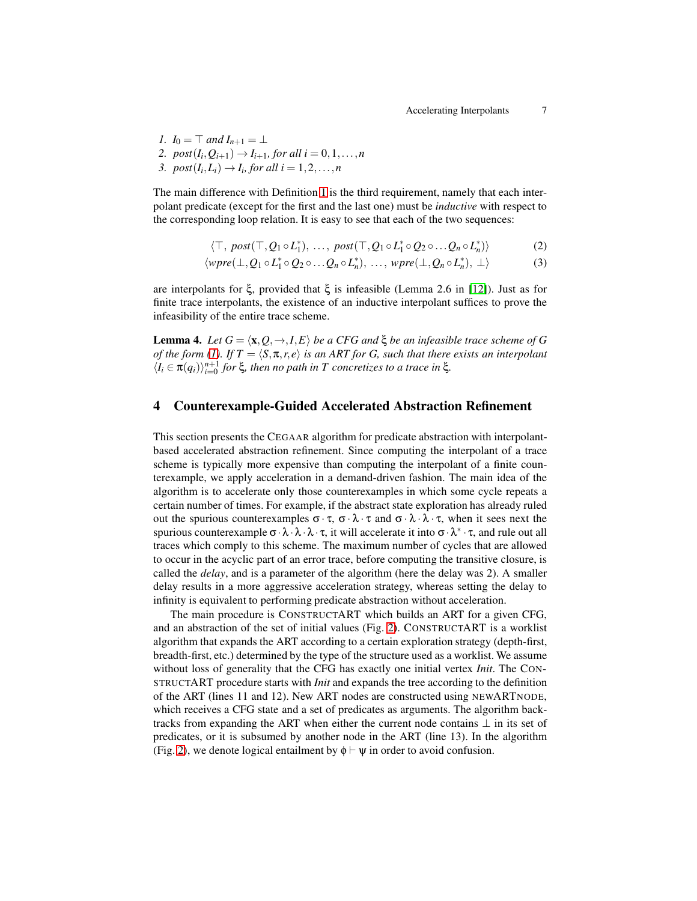1. $I_0 = \top$ and $I_{n+1} = \bot$
2. $post(I_i, Q_{i+1}) \rightarrow I_{i+1}$, for all $i = 0, 1, \ldots, n$
3. $post(I_i, L_i) \rightarrow I_i$, for all $i = 1, 2, \ldots, n$

The main difference with Definition 1 is the third requirement, namely that each interpolant predicate (except for the first and the last one) must be *inductive* with respect to the corresponding loop relation. It is easy to see that each of the two sequences:

$$\langle \top,\ post(\top, Q_1 \circ L_1^*),\ \ldots,\ post(\top, Q_1 \circ L_1^* \circ Q_2 \circ \ldots Q_n \circ L_n^*) \rangle \tag{2}$$

$$\langle wpre(\bot, Q_1 \circ L_1^* \circ Q_2 \circ \ldots Q_n \circ L_n^*),\ \ldots,\ wpre(\bot, Q_n \circ L_n^*),\ \bot \rangle \tag{3}$$

are interpolants for $\xi$, provided that $\xi$ is infeasible (Lemma 2.6 in [12]). Just as for finite trace interpolants, the existence of an inductive interpolant suffices to prove the infeasibility of the entire trace scheme.

**Lemma 4.** *Let $G = \langle \mathbf{x}, Q, \rightarrow, I, E \rangle$ be a CFG and $\xi$ be an infeasible trace scheme of $G$ of the form (1). If $T = \langle S, \pi, r, e \rangle$ is an ART for G, such that there exists an interpolant $\langle I_i \in \pi(q_i) \rangle_{i=0}^{n+1}$ for $\xi$, then no path in $T$ concretizes to a trace in $\xi$.*

## 4 Counterexample-Guided Accelerated Abstraction Refinement

This section presents the CEGAAR algorithm for predicate abstraction with interpolant-based accelerated abstraction refinement. Since computing the interpolant of a trace scheme is typically more expensive than computing the interpolant of a finite counterexample, we apply acceleration in a demand-driven fashion. The main idea of the algorithm is to accelerate only those counterexamples in which some cycle repeats a certain number of times. For example, if the abstract state exploration has already ruled out the spurious counterexamples $\sigma \cdot \tau$, $\sigma \cdot \lambda \cdot \tau$ and $\sigma \cdot \lambda \cdot \lambda \cdot \tau$, when it sees next the spurious counterexample $\sigma \cdot \lambda \cdot \lambda \cdot \lambda \cdot \tau$, it will accelerate it into $\sigma \cdot \lambda^* \cdot \tau$, and rule out all traces which comply to this scheme. The maximum number of cycles that are allowed to occur in the acyclic part of an error trace, before computing the transitive closure, is called the *delay*, and is a parameter of the algorithm (here the delay was 2). A smaller delay results in a more aggressive acceleration strategy, whereas setting the delay to infinity is equivalent to performing predicate abstraction without acceleration.

The main procedure is CONSTRUCTART which builds an ART for a given CFG, and an abstraction of the set of initial values (Fig. 2). CONSTRUCTART is a worklist algorithm that expands the ART according to a certain exploration strategy (depth-first, breadth-first, etc.) determined by the type of the structure used as a worklist. We assume without loss of generality that the CFG has exactly one initial vertex *Init*. The CONSTRUCTART procedure starts with *Init* and expands the tree according to the definition of the ART (lines 11 and 12). New ART nodes are constructed using NEWARTNODE, which receives a CFG state and a set of predicates as arguments. The algorithm backtracks from expanding the ART when either the current node contains $\bot$ in its set of predicates, or it is subsumed by another node in the ART (line 13). In the algorithm (Fig. 2), we denote logical entailment by $\phi \vdash \psi$ in order to avoid confusion.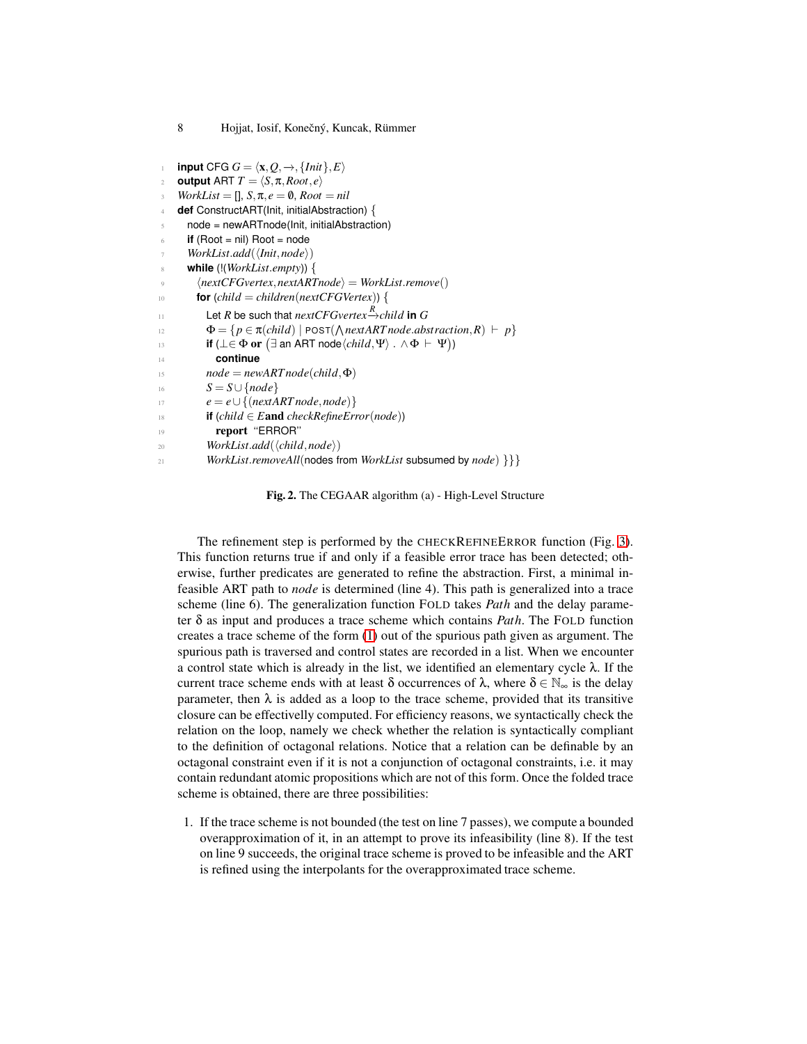```
1  input CFG G = ⟨x, Q, →, {Init}, E⟩
2  output ART T = ⟨S, π, Root, e⟩
3  WorkList = [], S, π, e = ∅, Root = nil
4  def ConstructART(Init, initialAbstraction) {
5    node = newARTnode(Init, initialAbstraction)
6    if (Root = nil) Root = node
7    WorkList.add(⟨Init, node⟩)
8    while (!(WorkList.empty)) {
9      ⟨nextCFGvertex, nextARTnode⟩ = WorkList.remove()
10     for (child = children(nextCFGVertex)) {
11       Let R be such that nextCFGvertex -R-> child in G
12       Φ = {p ∈ π(child) | POST(⋀nextARTnode.abstraction, R) ⊢ p}
13       if (⊥ ∈ Φ or (∃ an ART node⟨child, Ψ⟩ . ∧Φ ⊢ Ψ))
14         continue
15       node = newARTnode(child, Φ)
16       S = S ∪ {node}
17       e = e ∪ {(nextARTnode, node)}
18       if (child ∈ E and checkRefineError(node))
19         report "ERROR"
20       WorkList.add(⟨child, node⟩)
21       WorkList.removeAll(nodes from WorkList subsumed by node) }}}
```

**Fig. 2.** The CEGAAR algorithm (a) - High-Level Structure

The refinement step is performed by the CHECKREFINEERROR function (Fig. 3). This function returns true if and only if a feasible error trace has been detected; otherwise, further predicates are generated to refine the abstraction. First, a minimal infeasible ART path to *node* is determined (line 4). This path is generalized into a trace scheme (line 6). The generalization function FOLD takes *Path* and the delay parameter $\delta$ as input and produces a trace scheme which contains *Path*. The FOLD function creates a trace scheme of the form (1) out of the spurious path given as argument. The spurious path is traversed and control states are recorded in a list. When we encounter a control state which is already in the list, we identified an elementary cycle $\lambda$. If the current trace scheme ends with at least $\delta$ occurrences of $\lambda$, where $\delta \in \mathbb{N}_\infty$ is the delay parameter, then $\lambda$ is added as a loop to the trace scheme, provided that its transitive closure can be effectivelly computed. For efficiency reasons, we syntactically check the relation on the loop, namely we check whether the relation is syntactically compliant to the definition of octagonal relations. Notice that a relation can be definable by an octagonal constraint even if it is not a conjunction of octagonal constraints, i.e. it may contain redundant atomic propositions which are not of this form. Once the folded trace scheme is obtained, there are three possibilities:

1. If the trace scheme is not bounded (the test on line 7 passes), we compute a bounded overapproximation of it, in an attempt to prove its infeasibility (line 8). If the test on line 9 succeeds, the original trace scheme is proved to be infeasible and the ART is refined using the interpolants for the overapproximated trace scheme.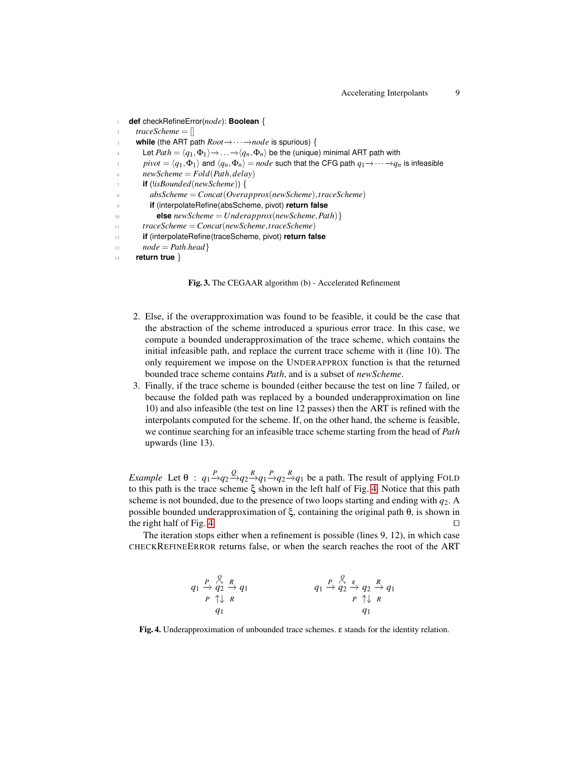```
1  def checkRefineError(node): Boolean {
2    traceScheme = []
3    while (the ART path Root→···→node is spurious) {
4      Let Path = ⟨q1,Φ1⟩→...→⟨qn,Φn⟩ be the (unique) minimal ART path with
5      pivot = ⟨q1,Φ1⟩ and ⟨qn,Φn⟩ = node such that the CFG path q1→···→qn is infeasible
6      newScheme = Fold(Path,delay)
7      if (!isBounded(newScheme)) {
8        absScheme = Concat(Overapprox(newScheme),traceScheme)
9        if (interpolateRefine(absScheme, pivot) return false
10         else newScheme = Underapprox(newScheme,Path)}
11     traceScheme = Concat(newScheme,traceScheme)
12     if (interpolateRefine(traceScheme, pivot) return false
13     node = Path.head}
14   return true }
```

**Fig. 3.** The CEGAAR algorithm (b) - Accelerated Refinement

2. Else, if the overapproximation was found to be feasible, it could be the case that the abstraction of the scheme introduced a spurious error trace. In this case, we compute a bounded underapproximation of the trace scheme, which contains the initial infeasible path, and replace the current trace scheme with it (line 10). The only requirement we impose on the UNDERAPPROX function is that the returned bounded trace scheme contains *Path*, and is a subset of *newScheme*.
3. Finally, if the trace scheme is bounded (either because the test on line 7 failed, or because the folded path was replaced by a bounded underapproximation on line 10) and also infeasible (the test on line 12 passes) then the ART is refined with the interpolants computed for the scheme. If, on the other hand, the scheme is feasible, we continue searching for an infeasible trace scheme starting from the head of *Path* upwards (line 13).

*Example* Let $\theta \ : \ q_1 \xrightarrow{P} q_2 \xrightarrow{Q} q_2 \xrightarrow{R} q_1 \xrightarrow{P} q_2 \xrightarrow{R} q_1$ be a path. The result of applying FOLD to this path is the trace scheme $\xi$ shown in the left half of Fig. 4. Notice that this path scheme is not bounded, due to the presence of two loops starting and ending with $q_2$. A possible bounded underapproximation of $\xi$, containing the original path $\theta$, is shown in the right half of Fig. 4. □

The iteration stops either when a refinement is possible (lines 9, 12), in which case CHECKREFINEERROR returns false, or when the search reaches the root of the ART

$$q_1 \xrightarrow{P} \overset{\overset{Q}{\curvearrowright}}{q_2} \xrightarrow{R} q_1 \qquad\qquad q_1 \xrightarrow{P} \overset{\overset{Q}{\curvearrowright}}{q_2} \xrightarrow{\varepsilon} q_2 \xrightarrow{R} q_1$$
$$P \uparrow\downarrow R \qquad\qquad\qquad\qquad P \uparrow\downarrow R$$
$$q_1 \qquad\qquad\qquad\qquad\qquad q_1$$

**Fig. 4.** Underapproximation of unbounded trace schemes. $\varepsilon$ stands for the identity relation.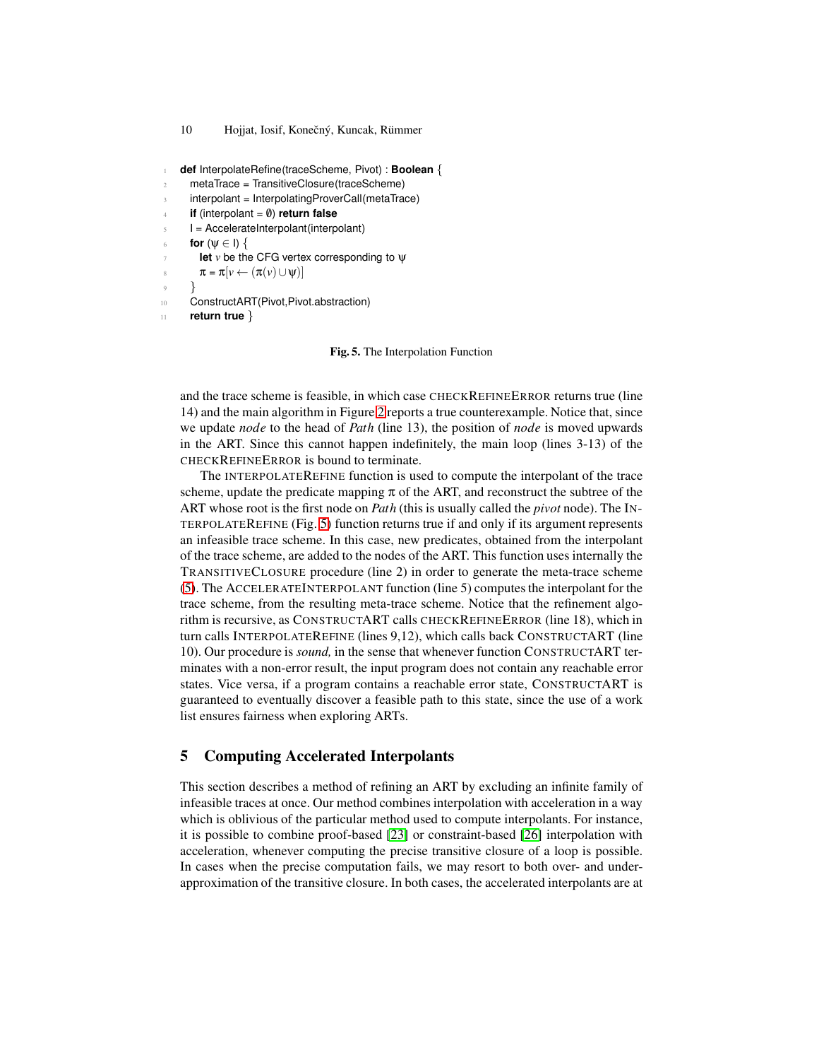```
1  def InterpolateRefine(traceScheme, Pivot) : Boolean {
2    metaTrace = TransitiveClosure(traceScheme)
3    interpolant = InterpolatingProverCall(metaTrace)
4    if (interpolant = ∅) return false
5    I = AccelerateInterpolant(interpolant)
6    for (ψ ∈ I) {
7      let v be the CFG vertex corresponding to ψ
8      π = π[v ← (π(v) ∪ ψ)]
9    }
10   ConstructART(Pivot,Pivot.abstraction)
11   return true }
```

**Fig. 5.** The Interpolation Function

and the trace scheme is feasible, in which case CHECKREFINEERROR returns true (line 14) and the main algorithm in Figure 2 reports a true counterexample. Notice that, since we update *node* to the head of *Path* (line 13), the position of *node* is moved upwards in the ART. Since this cannot happen indefinitely, the main loop (lines 3-13) of the CHECKREFINEERROR is bound to terminate.

The INTERPOLATEREFINE function is used to compute the interpolant of the trace scheme, update the predicate mapping $\pi$ of the ART, and reconstruct the subtree of the ART whose root is the first node on *Path* (this is usually called the *pivot* node). The INTERPOLATEREFINE (Fig. 5) function returns true if and only if its argument represents an infeasible trace scheme. In this case, new predicates, obtained from the interpolant of the trace scheme, are added to the nodes of the ART. This function uses internally the TRANSITIVECLOSURE procedure (line 2) in order to generate the meta-trace scheme (5). The ACCELERATEINTERPOLANT function (line 5) computes the interpolant for the trace scheme, from the resulting meta-trace scheme. Notice that the refinement algorithm is recursive, as CONSTRUCTART calls CHECKREFINEERROR (line 18), which in turn calls INTERPOLATEREFINE (lines 9,12), which calls back CONSTRUCTART (line 10). Our procedure is *sound,* in the sense that whenever function CONSTRUCTART terminates with a non-error result, the input program does not contain any reachable error states. Vice versa, if a program contains a reachable error state, CONSTRUCTART is guaranteed to eventually discover a feasible path to this state, since the use of a work list ensures fairness when exploring ARTs.

## 5 Computing Accelerated Interpolants

This section describes a method of refining an ART by excluding an infinite family of infeasible traces at once. Our method combines interpolation with acceleration in a way which is oblivious of the particular method used to compute interpolants. For instance, it is possible to combine proof-based [23] or constraint-based [26] interpolation with acceleration, whenever computing the precise transitive closure of a loop is possible. In cases when the precise computation fails, we may resort to both over- and under-approximation of the transitive closure. In both cases, the accelerated interpolants are at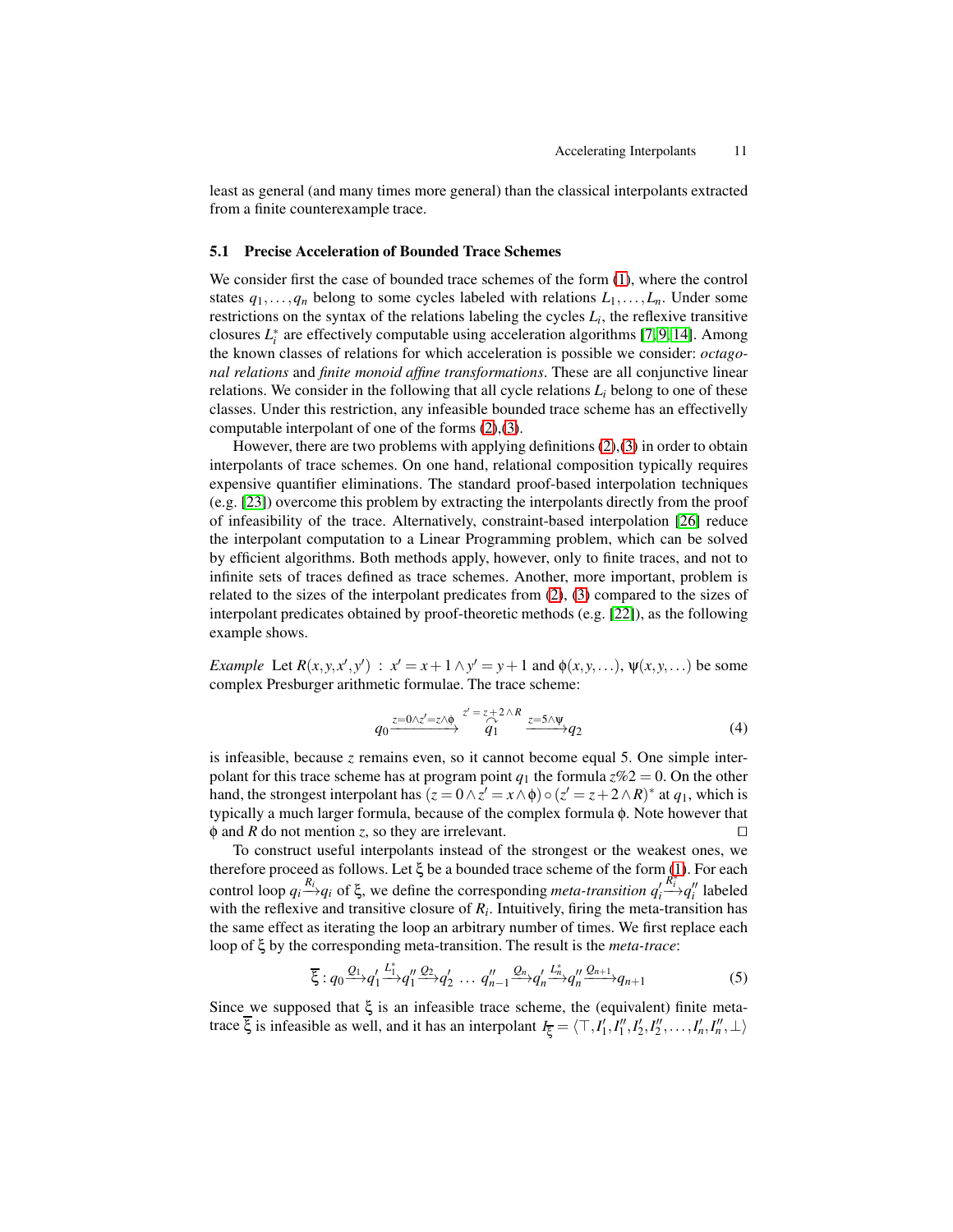least as general (and many times more general) than the classical interpolants extracted from a finite counterexample trace.

### 5.1 Precise Acceleration of Bounded Trace Schemes

We consider first the case of bounded trace schemes of the form (1), where the control states $q_1, \ldots, q_n$ belong to some cycles labeled with relations $L_1, \ldots, L_n$. Under some restrictions on the syntax of the relations labeling the cycles $L_i$, the reflexive transitive closures $L_i^*$ are effectively computable using acceleration algorithms [7,9,14]. Among the known classes of relations for which acceleration is possible we consider: *octagonal relations* and *finite monoid affine transformations*. These are all conjunctive linear relations. We consider in the following that all cycle relations $L_i$ belong to one of these classes. Under this restriction, any infeasible bounded trace scheme has an effectively computable interpolant of one of the forms (2),(3).

However, there are two problems with applying definitions (2),(3) in order to obtain interpolants of trace schemes. On one hand, relational composition typically requires expensive quantifier eliminations. The standard proof-based interpolation techniques (e.g. [23]) overcome this problem by extracting the interpolants directly from the proof of infeasibility of the trace. Alternatively, constraint-based interpolation [26] reduce the interpolant computation to a Linear Programming problem, which can be solved by efficient algorithms. Both methods apply, however, only to finite traces, and not to infinite sets of traces defined as trace schemes. Another, more important, problem is related to the sizes of the interpolant predicates from (2), (3) compared to the sizes of interpolant predicates obtained by proof-theoretic methods (e.g. [22]), as the following example shows.

*Example* Let $R(x,y,x',y') \ : \ x' = x+1 \wedge y' = y+1$ and $\phi(x,y,\ldots)$, $\psi(x,y,\ldots)$ be some complex Presburger arithmetic formulae. The trace scheme:

$$q_0 \xrightarrow{z=0 \wedge z'=z \wedge \phi} \overset{z'=z+2 \wedge R}{\overset{\curvearrowright}{q_1}} \xrightarrow{z=5 \wedge \psi} q_2 \tag{4}$$

is infeasible, because $z$ remains even, so it cannot become equal 5. One simple interpolant for this trace scheme has at program point $q_1$ the formula $z\%2 = 0$. On the other hand, the strongest interpolant has $(z = 0 \wedge z' = x \wedge \phi) \circ (z' = z+2 \wedge R)^*$ at $q_1$, which is typically a much larger formula, because of the complex formula $\phi$. Note however that $\phi$ and $R$ do not mention $z$, so they are irrelevant. □

To construct useful interpolants instead of the strongest or the weakest ones, we therefore proceed as follows. Let $\xi$ be a bounded trace scheme of the form (1). For each control loop $q_i \xrightarrow{R_i} q_i$ of $\xi$, we define the corresponding *meta-transition* $q_i' \xrightarrow{R_i^*} q_i''$ labeled with the reflexive and transitive closure of $R_i$. Intuitively, firing the meta-transition has the same effect as iterating the loop an arbitrary number of times. We first replace each loop of $\xi$ by the corresponding meta-transition. The result is the *meta-trace*:

$$\overline{\xi} : q_0 \xrightarrow{Q_1} q_1' \xrightarrow{L_1^*} q_1'' \xrightarrow{Q_2} q_2' \ \ldots \ q_{n-1}'' \xrightarrow{Q_n} q_n' \xrightarrow{L_n^*} q_n'' \xrightarrow{Q_{n+1}} q_{n+1} \tag{5}$$

Since we supposed that $\xi$ is an infeasible trace scheme, the (equivalent) finite meta-trace $\overline{\xi}$ is infeasible as well, and it has an interpolant $I_{\overline{\xi}} = \langle \top, I_1', I_1'', I_2', I_2'', \ldots, I_n', I_n'', \bot \rangle$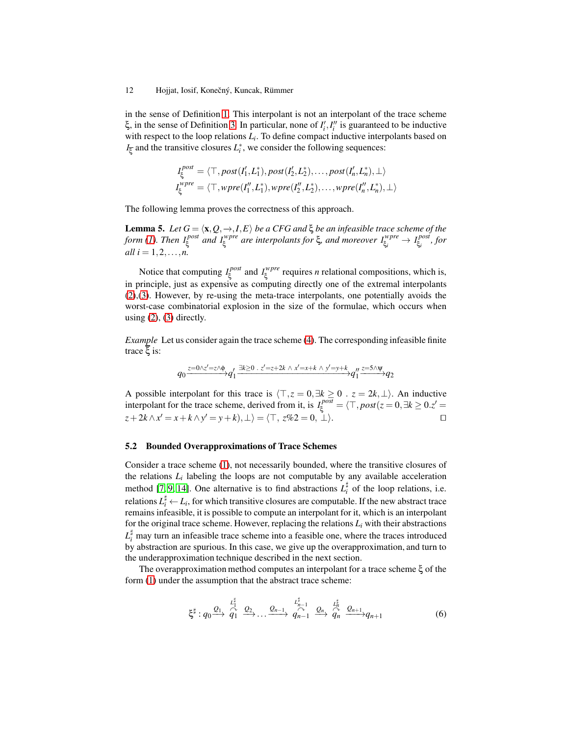in the sense of Definition 1. This interpolant is not an interpolant of the trace scheme $\xi$, in the sense of Definition 3. In particular, none of $I'_i, I''_i$ is guaranteed to be inductive with respect to the loop relations $L_i$. To define compact inductive interpolants based on $I_{\overline{\xi}}$ and the transitive closures $L_i^*$, we consider the following sequences:

$$I_\xi^{post} = \langle \top, post(I'_1, L_1^*), post(I'_2, L_2^*), \ldots, post(I'_n, L_n^*), \bot \rangle$$
$$I_\xi^{wpre} = \langle \top, wpre(I''_1, L_1^*), wpre(I''_2, L_2^*), \ldots, wpre(I''_n, L_n^*), \bot \rangle$$

The following lemma proves the correctness of this approach.

**Lemma 5.** *Let $G = \langle \mathbf{x}, Q, \rightarrow, I, E \rangle$ be a CFG and $\xi$ be an infeasible trace scheme of the form (1). Then $I_\xi^{post}$ and $I_\xi^{wpre}$ are interpolants for $\xi$, and moreover $I_{\xi_i}^{wpre} \rightarrow I_{\xi_i}^{post}$, for all $i = 1, 2, \ldots, n$.*

Notice that computing $I_\xi^{post}$ and $I_\xi^{wpre}$ requires $n$ relational compositions, which is, in principle, just as expensive as computing directly one of the extremal interpolants (2),(3). However, by re-using the meta-trace interpolants, one potentially avoids the worst-case combinatorial explosion in the size of the formulae, which occurs when using (2), (3) directly.

*Example* Let us consider again the trace scheme (4). The corresponding infeasible finite trace $\overline{\xi}$ is:

$$q_0 \xrightarrow{z=0 \wedge z'=z \wedge \phi} q'_1 \xrightarrow{\exists k \geq 0 \,.\, z'=z+2k \,\wedge\, x'=x+k \,\wedge\, y'=y+k} q''_1 \xrightarrow{z=5 \wedge \psi} q_2$$

A possible interpolant for this trace is $\langle \top, z = 0, \exists k \geq 0 \,.\, z = 2k, \bot \rangle$. An inductive interpolant for the trace scheme, derived from it, is $I_\xi^{post} = \langle \top, post(z = 0, \exists k \geq 0 . z' = z + 2k \wedge x' = x + k \wedge y' = y + k), \bot \rangle = \langle \top,\ z\%2 = 0,\ \bot \rangle$. $\square$

### 5.2 Bounded Overapproximations of Trace Schemes

Consider a trace scheme (1), not necessarily bounded, where the transitive closures of the relations $L_i$ labeling the loops are not computable by any available acceleration method [7, 9, 14]. One alternative is to find abstractions $L_i^\sharp$ of the loop relations, i.e. relations $L_i^\sharp \leftarrow L_i$, for which transitive closures are computable. If the new abstract trace remains infeasible, it is possible to compute an interpolant for it, which is an interpolant for the original trace scheme. However, replacing the relations $L_i$ with their abstractions $L_i^\sharp$ may turn an infeasible trace scheme into a feasible one, where the traces introduced by abstraction are spurious. In this case, we give up the overapproximation, and turn to the underapproximation technique described in the next section.

The overapproximation method computes an interpolant for a trace scheme $\xi$ of the form (1) under the assumption that the abstract trace scheme:

$$\xi^\sharp : q_0 \xrightarrow{Q_1} \overset{L_1^\sharp}{\curvearrowright}{q_1} \xrightarrow{Q_2} \ldots \xrightarrow{Q_{n-1}} \overset{L_{n-1}^\sharp}{\curvearrowright}{q_{n-1}} \xrightarrow{Q_n} \overset{L_n^\sharp}{\curvearrowright}{q_n} \xrightarrow{Q_{n+1}} q_{n+1} \qquad (6)$$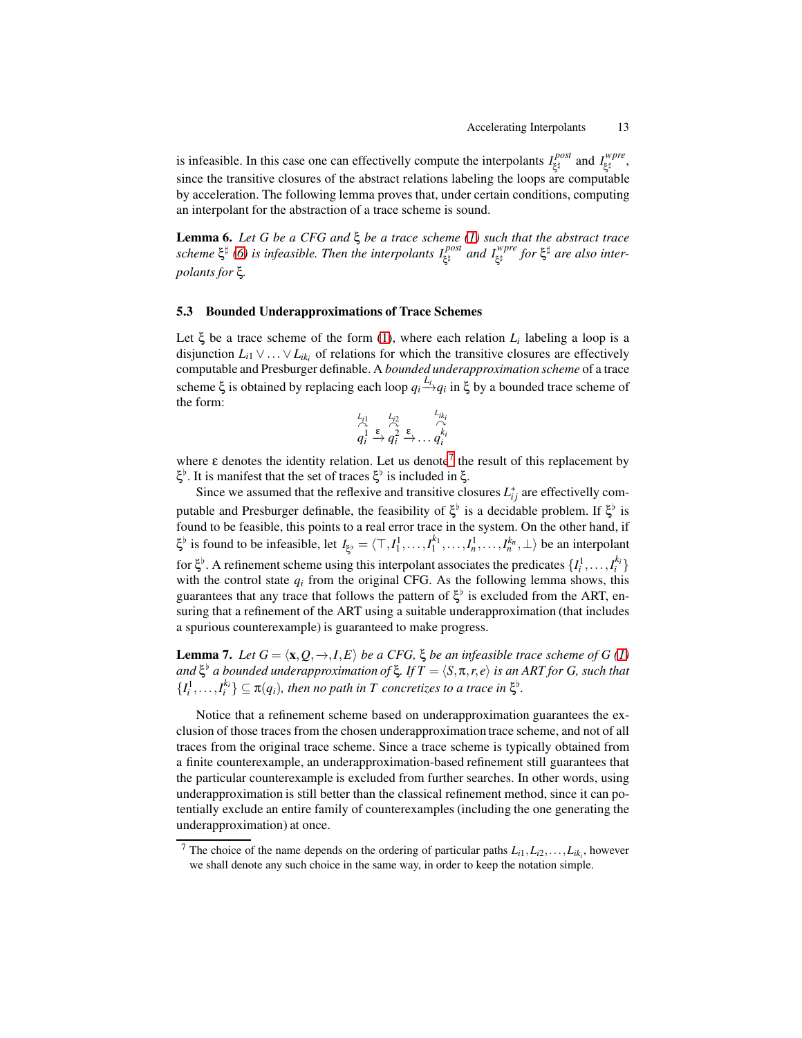is infeasible. In this case one can effectively compute the interpolants $I^{post}_{\xi^\sharp}$ and $I^{wpre}_{\xi^\sharp}$, since the transitive closures of the abstract relations labeling the loops are computable by acceleration. The following lemma proves that, under certain conditions, computing an interpolant for the abstraction of a trace scheme is sound.

**Lemma 6.** *Let $G$ be a CFG and $\xi$ be a trace scheme (1) such that the abstract trace scheme $\xi^\sharp$ (6) is infeasible. Then the interpolants $I^{post}_{\xi^\sharp}$ and $I^{wpre}_{\xi^\sharp}$ for $\xi^\sharp$ are also interpolants for $\xi$.*

### 5.3 Bounded Underapproximations of Trace Schemes

Let $\xi$ be a trace scheme of the form (1), where each relation $L_i$ labeling a loop is a disjunction $L_{i1} \vee \ldots \vee L_{ik_i}$ of relations for which the transitive closures are effectively computable and Presburger definable. A *bounded underapproximation scheme* of a trace scheme $\xi$ is obtained by replacing each loop $q_i \xrightarrow{L_i} q_i$ in $\xi$ by a bounded trace scheme of the form:

$$\overset{L_{i1}}{\curvearrowright}\hspace{-1.2em} q_i^1 \xrightarrow{\varepsilon} \overset{L_{i2}}{\curvearrowright}\hspace{-1.2em} q_i^2 \xrightarrow{\varepsilon} \ldots \overset{L_{ik_i}}{\curvearrowright}\hspace{-1.2em} q_i^{k_i}$$

where $\varepsilon$ denotes the identity relation. Let us denote[7] the result of this replacement by $\xi^\flat$. It is manifest that the set of traces $\xi^\flat$ is included in $\xi$.

Since we assumed that the reflexive and transitive closures $L^*_{ij}$ are effectively computable and Presburger definable, the feasibility of $\xi^\flat$ is a decidable problem. If $\xi^\flat$ is found to be feasible, this points to a real error trace in the system. On the other hand, if $\xi^\flat$ is found to be infeasible, let $I_{\xi^\flat} = \langle \top, I_1^1, \ldots, I_1^{k_1}, \ldots, I_n^1, \ldots, I_n^{k_n}, \bot \rangle$ be an interpolant for $\xi^\flat$. A refinement scheme using this interpolant associates the predicates $\{I_i^1, \ldots, I_i^{k_i}\}$ with the control state $q_i$ from the original CFG. As the following lemma shows, this guarantees that any trace that follows the pattern of $\xi^\flat$ is excluded from the ART, ensuring that a refinement of the ART using a suitable underapproximation (that includes a spurious counterexample) is guaranteed to make progress.

**Lemma 7.** *Let $G = \langle \mathbf{x}, Q, \rightarrow, I, E \rangle$ be a CFG, $\xi$ be an infeasible trace scheme of $G$ (1) and $\xi^\flat$ a bounded underapproximation of $\xi$. If $T = \langle S, \pi, r, e \rangle$ is an ART for $G$, such that $\{I_i^1, \ldots, I_i^{k_i}\} \subseteq \pi(q_i)$, then no path in $T$ concretizes to a trace in $\xi^\flat$.*

Notice that a refinement scheme based on underapproximation guarantees the exclusion of those traces from the chosen underapproximation trace scheme, and not of all traces from the original trace scheme. Since a trace scheme is typically obtained from a finite counterexample, an underapproximation-based refinement still guarantees that the particular counterexample is excluded from further searches. In other words, using underapproximation is still better than the classical refinement method, since it can potentially exclude an entire family of counterexamples (including the one generating the underapproximation) at once.

---

[7] The choice of the name depends on the ordering of particular paths $L_{i1}, L_{i2}, \ldots, L_{ik_i}$, however we shall denote any such choice in the same way, in order to keep the notation simple.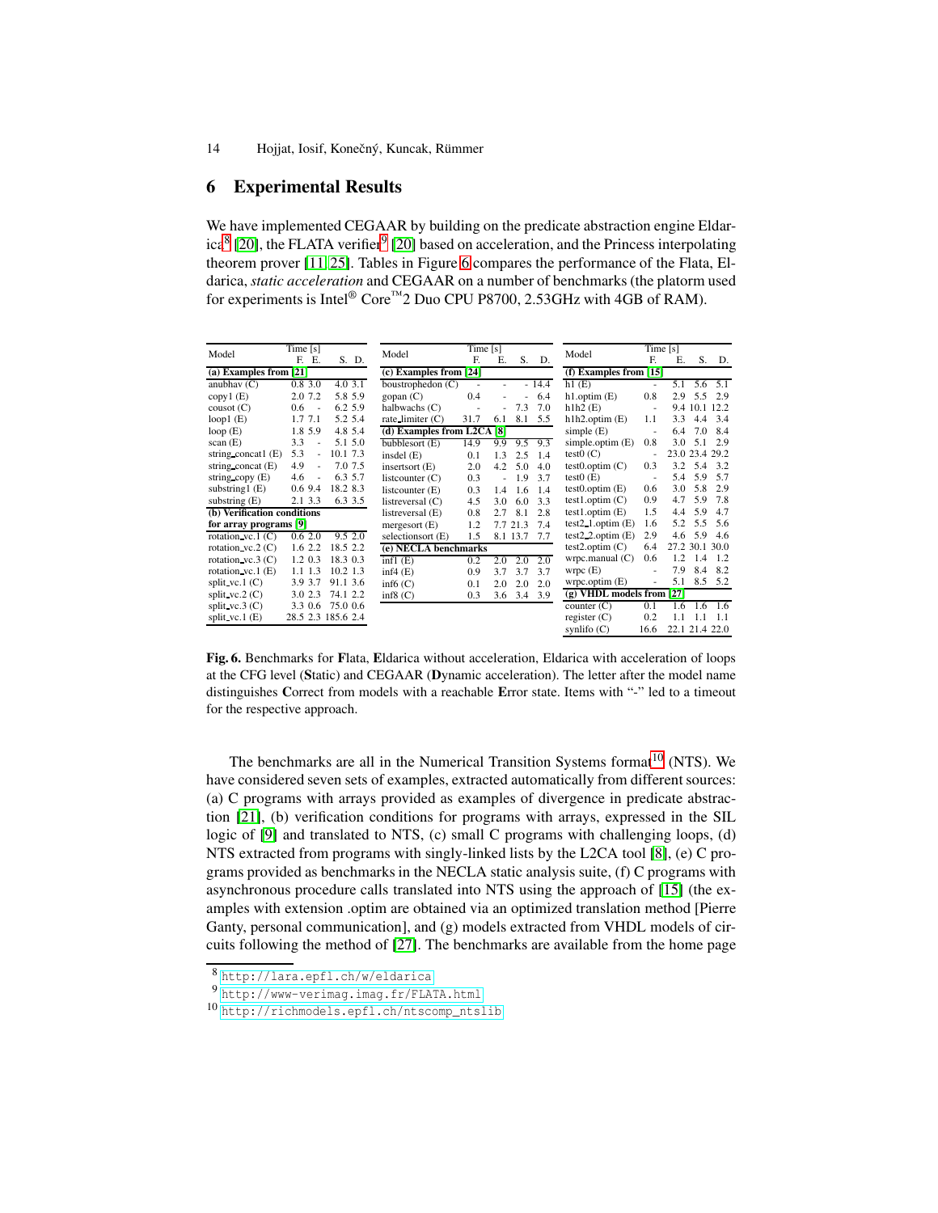## 6 Experimental Results

We have implemented CEGAAR by building on the predicate abstraction engine Eldarica[8] [20], the FLATA verifier[9] [20] based on acceleration, and the Princess interpolating theorem prover [11, 25]. Tables in Figure 6 compares the performance of the Flata, Eldarica, *static acceleration* and CEGAAR on a number of benchmarks (the platorm used for experiments is Intel® Core™2 Duo CPU P8700, 2.53GHz with 4GB of RAM).

| Model | Time [s] F. | E. | S. | D. |
|---|---|---|---|---|
| **(a) Examples from [21]** | | | | |
| anubhav (C) | 0.8 | 3.0 | 4.0 | 3.1 |
| copy1 (E) | 2.0 | 7.2 | 5.8 | 5.9 |
| cousot (C) | 0.6 | - | 6.2 | 5.9 |
| loop1 (E) | 1.7 | 7.1 | 5.2 | 5.4 |
| loop (E) | 1.8 | 5.9 | 4.8 | 5.4 |
| scan (E) | 3.3 | - | 5.1 | 5.0 |
| string_concat1 (E) | 5.3 | - | 10.1 | 7.3 |
| string_concat (E) | 4.9 | - | 7.0 | 7.5 |
| string_copy (E) | 4.6 | - | 6.3 | 5.7 |
| substring1 (E) | 0.6 | 9.4 | 18.2 | 8.3 |
| substring (E) | 2.1 | 3.3 | 6.3 | 3.5 |
| **(b) Verification conditions for array programs [9]** | | | | |
| rotation_vc.1 (C) | 0.6 | 2.0 | 9.5 | 2.0 |
| rotation_vc.2 (C) | 1.6 | 2.2 | 18.5 | 2.2 |
| rotation_vc.3 (C) | 1.2 | 0.3 | 18.3 | 0.3 |
| rotation_vc.1 (E) | 1.1 | 1.3 | 10.2 | 1.3 |
| split_vc.1 (C) | 3.9 | 3.7 | 91.1 | 3.6 |
| split_vc.2 (C) | 3.0 | 2.3 | 74.1 | 2.2 |
| split_vc.3 (C) | 3.3 | 0.6 | 75.0 | 0.6 |
| split_vc.1 (E) | 28.5 | 2.3 | 185.6 | 2.4 |

| Model | Time [s] F. | E. | S. | D. |
|---|---|---|---|---|
| **(c) Examples from [24]** | | | | |
| boustrophedon (C) | - | - | - | 14.4 |
| gopan (C) | 0.4 | - | - | 6.4 |
| halbwachs (C) | - | - | 7.3 | 7.0 |
| rate_limiter (C) | 31.7 | 6.1 | 8.1 | 5.5 |
| **(d) Examples from L2CA [8]** | | | | |
| bubblesort (E) | 14.9 | 9.9 | 9.5 | 9.3 |
| insdel (E) | 0.1 | 1.3 | 2.5 | 1.4 |
| insertsort (E) | 2.0 | 4.2 | 5.0 | 4.0 |
| listcounter (C) | 0.3 | - | 1.9 | 3.7 |
| listcounter (E) | 0.3 | 1.4 | 1.6 | 1.4 |
| listreversal (C) | 4.5 | 3.0 | 6.0 | 3.3 |
| listreversal (E) | 0.8 | 2.7 | 8.1 | 2.8 |
| mergesort (E) | 1.2 | 7.7 | 21.3 | 7.4 |
| selectionsort (E) | 1.5 | 8.1 | 13.7 | 7.7 |
| **(e) NECLA benchmarks** | | | | |
| inf1 (E) | 0.2 | 2.0 | 2.0 | 2.0 |
| inf4 (E) | 0.9 | 3.7 | 3.7 | 3.7 |
| inf6 (C) | 0.1 | 2.0 | 2.0 | 2.0 |
| inf8 (C) | 0.3 | 3.6 | 3.4 | 3.9 |

| Model | Time [s] F. | E. | S. | D. |
|---|---|---|---|---|
| **(f) Examples from [15]** | | | | |
| h1 (E) | - | 5.1 | 5.6 | 5.1 |
| h1.optim (E) | 0.8 | 2.9 | 5.5 | 2.9 |
| h1h2 (E) | - | 9.4 | 10.1 | 12.2 |
| h1h2.optim (E) | 1.1 | 3.3 | 4.4 | 3.4 |
| simple (E) | - | 6.4 | 7.0 | 8.4 |
| simple.optim (E) | 0.8 | 3.0 | 5.1 | 2.9 |
| test0 (C) | - | 23.0 | 23.4 | 29.2 |
| test0.optim (C) | 0.3 | 3.2 | 5.4 | 3.2 |
| test0 (E) | - | 5.4 | 5.9 | 5.7 |
| test0.optim (E) | 0.6 | 3.0 | 5.8 | 2.9 |
| test1.optim (C) | 0.9 | 4.7 | 5.9 | 7.8 |
| test1.optim (E) | 1.5 | 4.4 | 5.9 | 4.7 |
| test2_1.optim (E) | 1.6 | 5.2 | 5.5 | 5.6 |
| test2_2.optim (E) | 2.9 | 4.6 | 5.9 | 4.6 |
| test2.optim (C) | 6.4 | 27.2 | 30.1 | 30.0 |
| wrpc.manual (C) | 0.6 | 1.2 | 1.4 | 1.2 |
| wrpc (E) | - | 7.9 | 8.4 | 8.2 |
| wrpc.optim (E) | - | 5.1 | 8.5 | 5.2 |
| **(g) VHDL models from [27]** | | | | |
| counter (C) | 0.1 | 1.6 | 1.6 | 1.6 |
| register (C) | 0.2 | 1.1 | 1.1 | 1.1 |
| synlifo (C) | 16.6 | 22.1 | 21.4 | 22.0 |

**Fig. 6.** Benchmarks for **F**lata, **E**ldarica without acceleration, Eldarica with acceleration of loops at the CFG level (**S**tatic) and CEGAAR (**D**ynamic acceleration). The letter after the model name distinguishes **C**orrect from models with a reachable **E**rror state. Items with "-" led to a timeout for the respective approach.

The benchmarks are all in the Numerical Transition Systems format[10] (NTS). We have considered seven sets of examples, extracted automatically from different sources: (a) C programs with arrays provided as examples of divergence in predicate abstraction [21], (b) verification conditions for programs with arrays, expressed in the SIL logic of [9] and translated to NTS, (c) small C programs with challenging loops, (d) NTS extracted from programs with singly-linked lists by the L2CA tool [8], (e) C programs provided as benchmarks in the NECLA static analysis suite, (f) C programs with asynchronous procedure calls translated into NTS using the approach of [15] (the examples with extension .optim are obtained via an optimized translation method [Pierre Ganty, personal communication], and (g) models extracted from VHDL models of circuits following the method of [27]. The benchmarks are available from the home page

[8] http://lara.epfl.ch/w/eldarica

[9] http://www-verimag.imag.fr/FLATA.html

[10] http://richmodels.epfl.ch/ntscomp_ntslib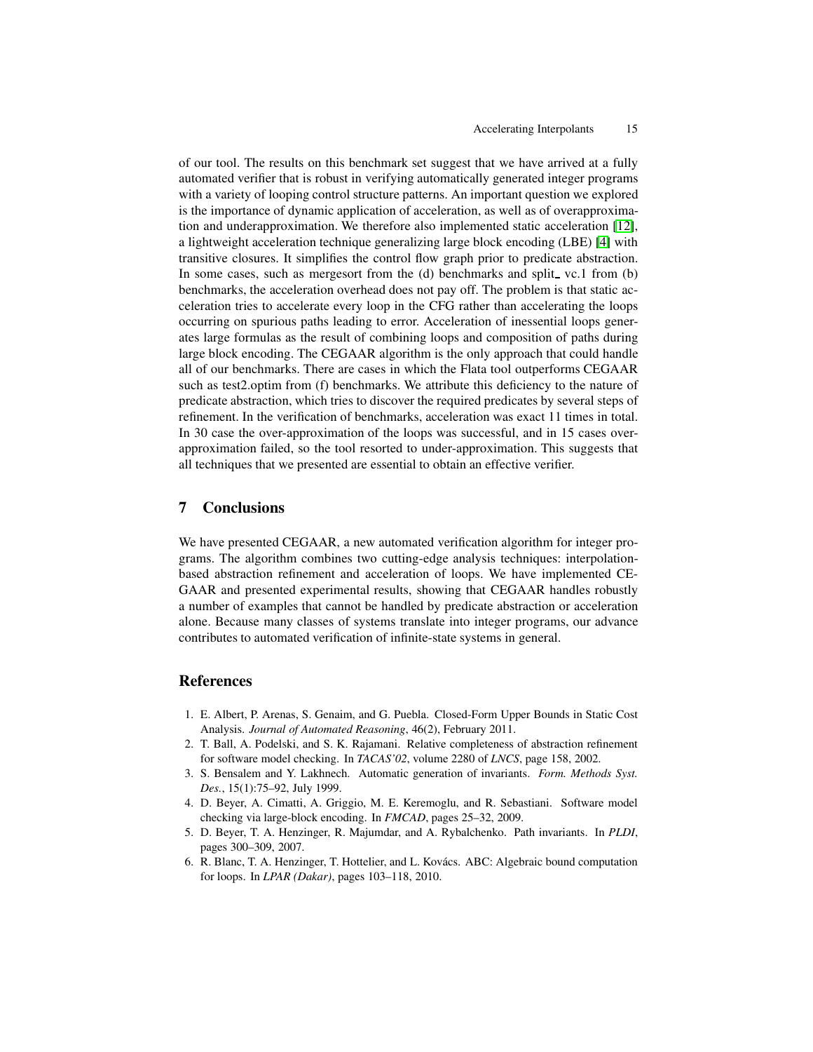of our tool. The results on this benchmark set suggest that we have arrived at a fully automated verifier that is robust in verifying automatically generated integer programs with a variety of looping control structure patterns. An important question we explored is the importance of dynamic application of acceleration, as well as of overapproximation and underapproximation. We therefore also implemented static acceleration [12], a lightweight acceleration technique generalizing large block encoding (LBE) [4] with transitive closures. It simplifies the control flow graph prior to predicate abstraction. In some cases, such as mergesort from the (d) benchmarks and split_ vc.1 from (b) benchmarks, the acceleration overhead does not pay off. The problem is that static acceleration tries to accelerate every loop in the CFG rather than accelerating the loops occurring on spurious paths leading to error. Acceleration of inessential loops generates large formulas as the result of combining loops and composition of paths during large block encoding. The CEGAAR algorithm is the only approach that could handle all of our benchmarks. There are cases in which the Flata tool outperforms CEGAAR such as test2.optim from (f) benchmarks. We attribute this deficiency to the nature of predicate abstraction, which tries to discover the required predicates by several steps of refinement. In the verification of benchmarks, acceleration was exact 11 times in total. In 30 case the over-approximation of the loops was successful, and in 15 cases over-approximation failed, so the tool resorted to under-approximation. This suggests that all techniques that we presented are essential to obtain an effective verifier.

## 7 Conclusions

We have presented CEGAAR, a new automated verification algorithm for integer programs. The algorithm combines two cutting-edge analysis techniques: interpolation-based abstraction refinement and acceleration of loops. We have implemented CEGAAR and presented experimental results, showing that CEGAAR handles robustly a number of examples that cannot be handled by predicate abstraction or acceleration alone. Because many classes of systems translate into integer programs, our advance contributes to automated verification of infinite-state systems in general.

## References

1. E. Albert, P. Arenas, S. Genaim, and G. Puebla. Closed-Form Upper Bounds in Static Cost Analysis. *Journal of Automated Reasoning*, 46(2), February 2011.
2. T. Ball, A. Podelski, and S. K. Rajamani. Relative completeness of abstraction refinement for software model checking. In *TACAS'02*, volume 2280 of *LNCS*, page 158, 2002.
3. S. Bensalem and Y. Lakhnech. Automatic generation of invariants. *Form. Methods Syst. Des.*, 15(1):75–92, July 1999.
4. D. Beyer, A. Cimatti, A. Griggio, M. E. Keremoglu, and R. Sebastiani. Software model checking via large-block encoding. In *FMCAD*, pages 25–32, 2009.
5. D. Beyer, T. A. Henzinger, R. Majumdar, and A. Rybalchenko. Path invariants. In *PLDI*, pages 300–309, 2007.
6. R. Blanc, T. A. Henzinger, T. Hottelier, and L. Kovács. ABC: Algebraic bound computation for loops. In *LPAR (Dakar)*, pages 103–118, 2010.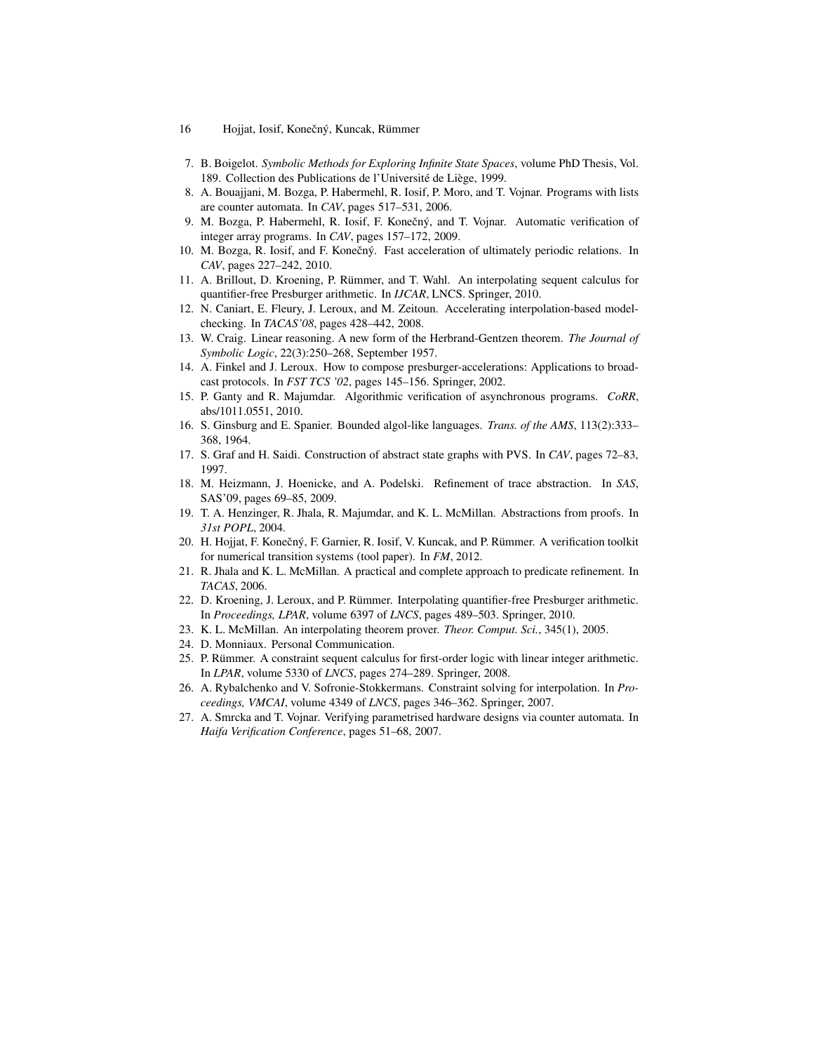7. B. Boigelot. *Symbolic Methods for Exploring Infinite State Spaces*, volume PhD Thesis, Vol. 189. Collection des Publications de l'Université de Liège, 1999.
8. A. Bouajjani, M. Bozga, P. Habermehl, R. Iosif, P. Moro, and T. Vojnar. Programs with lists are counter automata. In *CAV*, pages 517–531, 2006.
9. M. Bozga, P. Habermehl, R. Iosif, F. Konečný, and T. Vojnar. Automatic verification of integer array programs. In *CAV*, pages 157–172, 2009.
10. M. Bozga, R. Iosif, and F. Konečný. Fast acceleration of ultimately periodic relations. In *CAV*, pages 227–242, 2010.
11. A. Brillout, D. Kroening, P. Rümmer, and T. Wahl. An interpolating sequent calculus for quantifier-free Presburger arithmetic. In *IJCAR*, LNCS. Springer, 2010.
12. N. Caniart, E. Fleury, J. Leroux, and M. Zeitoun. Accelerating interpolation-based model-checking. In *TACAS'08*, pages 428–442, 2008.
13. W. Craig. Linear reasoning. A new form of the Herbrand-Gentzen theorem. *The Journal of Symbolic Logic*, 22(3):250–268, September 1957.
14. A. Finkel and J. Leroux. How to compose presburger-accelerations: Applications to broadcast protocols. In *FST TCS '02*, pages 145–156. Springer, 2002.
15. P. Ganty and R. Majumdar. Algorithmic verification of asynchronous programs. *CoRR*, abs/1011.0551, 2010.
16. S. Ginsburg and E. Spanier. Bounded algol-like languages. *Trans. of the AMS*, 113(2):333–368, 1964.
17. S. Graf and H. Saidi. Construction of abstract state graphs with PVS. In *CAV*, pages 72–83, 1997.
18. M. Heizmann, J. Hoenicke, and A. Podelski. Refinement of trace abstraction. In *SAS*, SAS'09, pages 69–85, 2009.
19. T. A. Henzinger, R. Jhala, R. Majumdar, and K. L. McMillan. Abstractions from proofs. In *31st POPL*, 2004.
20. H. Hojjat, F. Konečný, F. Garnier, R. Iosif, V. Kuncak, and P. Rümmer. A verification toolkit for numerical transition systems (tool paper). In *FM*, 2012.
21. R. Jhala and K. L. McMillan. A practical and complete approach to predicate refinement. In *TACAS*, 2006.
22. D. Kroening, J. Leroux, and P. Rümmer. Interpolating quantifier-free Presburger arithmetic. In *Proceedings, LPAR*, volume 6397 of *LNCS*, pages 489–503. Springer, 2010.
23. K. L. McMillan. An interpolating theorem prover. *Theor. Comput. Sci.*, 345(1), 2005.
24. D. Monniaux. Personal Communication.
25. P. Rümmer. A constraint sequent calculus for first-order logic with linear integer arithmetic. In *LPAR*, volume 5330 of *LNCS*, pages 274–289. Springer, 2008.
26. A. Rybalchenko and V. Sofronie-Stokkermans. Constraint solving for interpolation. In *Proceedings, VMCAI*, volume 4349 of *LNCS*, pages 346–362. Springer, 2007.
27. A. Smrcka and T. Vojnar. Verifying parametrised hardware designs via counter automata. In *Haifa Verification Conference*, pages 51–68, 2007.